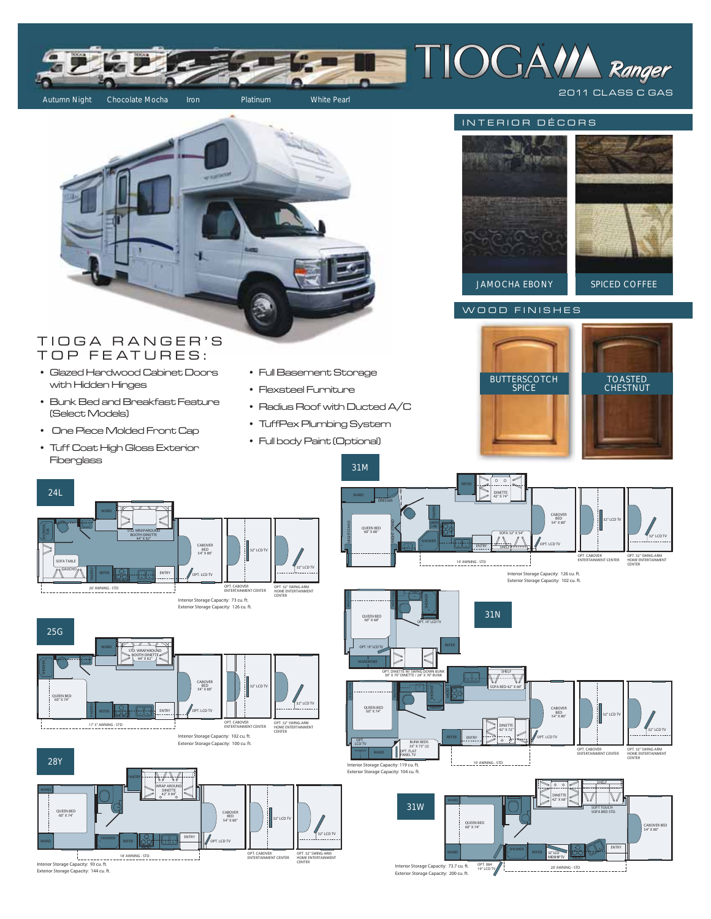# TIOGA Ranger

2011 CLASS C GAS

Autumn Night · Chocolate Mocha · Iron · Platinum · White Pearl

## INTERIOR DÉCORS

JAMOCHA EBONY

SPICED COFFEE

## WOOD FINISHES

BUTTERSCOTCH SPICE

TOASTED CHESTNUT

## TIOGA RANGER'S TOP FEATURES:

- Glazed Hardwood Cabinet Doors with Hidden Hinges
- Bunk Bed and Breakfast Feature (Select Models)
- One Piece Molded Front Cap
- Tuff Coat High Gloss Exterior Fiberglass
- Full Basement Storage
- Flexsteel Furniture
- Radius Roof with Ducted A/C
- TuffPex Plumbing System
- Full body Paint (Optional)

## 24L

WARD · STD. WRAPAROUND BOOTH DINETTE 44" X 82" · SHOWER · TUB · SOFA TABLE · GAUCHO · PANTRY · REFER · ENTRY · CABOVER BED 54" X 80" · 32" LCD TV · OPT. LCD TV · 20' AWNING - STD · OPT. CABOVER ENTERTAINMENT CENTER · OPT. 32" SWING-ARM HOME ENTERTAINMENT CENTER

Interior Storage Capacity: 73 cu. ft.
Exterior Storage Capacity: 126 cu. ft.

## 25G

WARD · STD. WRAPAROUND BOOTH DINETTE 44" X 82" · SHOWER · QUEEN BED 60" X 74" · PANTRY · REFER · ENTRY · CABOVER BED 54" X 80" · 32" LCD TV · OPT. LCD TV · 17' 3" AWNING - STD · OPT. CABOVER ENTERTAINMENT CENTER · OPT. 32" SWING-ARM HOME ENTERTAINMENT CENTER

Interior Storage Capacity: 102 cu. ft.
Exterior Storage Capacity: 100 cu. ft.

## 28Y

WARD · PANTRY · WRAP AROUND DINETTE 42" X 64" · QUEEN BED 60" X 74" · SHOWER · REFER · ENTRY · CABOVER BED 54" X 80" · 32" LCD TV · OPT. LCD TV · 18' AWNING - STD · OPT. CABOVER ENTERTAINMENT CENTER · OPT. 32" SWING-ARM HOME ENTERTAINMENT CENTER

Interior Storage Capacity: 93 cu. ft.
Exterior Storage Capacity: 144 cu. ft.

## 31M

WARD · DRESSER · REFER · DINETTE 42" X 74" · QUEEN BED 60" X 80" · NIGHTSTAND · PANTRY · LINEN CAB. · SHOWER · SOFA 32" X 54" · SHELF · ENTRY · CABOVER BED 54" X 80" · 32" LCD TV · OPT. LCD TV · 14' AWNING - STD · OPT. CABOVER ENTERTAINMENT CENTER · OPT. 32" SWING-ARM HOME ENTERTAINMENT CENTER

Interior Storage Capacity: 126 cu. ft.
Exterior Storage Capacity: 102 cu. ft.

## 31N

QUEEN BED 60" X 68" · SHOWER · OPT. 19" LCD TV · REFER · WARDROBE · OPT. DINETTE W/ SWING DOWN BUNK 50" X 70" DINETTE / 28" X 70" BUNK · SHELF · SOFA BED 42" X 60" · QUEEN BED 60" X 74" · PANTRY · DINETTE 42" X 72" · REFER · ENTRY · BUNK BEDS 33" X 73" (2) · OPT. FLAT PANEL TV · OPT. LCD TV · WARD · CABOVER BED 54" X 80" · 32" LCD TV · OPT. LCD TV · 10' AWNING - STD · OPT. CABOVER ENTERTAINMENT CENTER · OPT. 32" SWING-ARM HOME ENTERTAINMENT CENTER

Interior Storage Capacity: 119 cu. ft.
Exterior Storage Capacity: 104 cu. ft.

## 31W

WARD · DINETTE 42" X 68" · SHELF · SOFT TOUCH SOFA BED STD. · QUEEN BED 60" X 74" · WARD · SHOWER · REFER · 32" LCD MIDSHIP TV · ENTRY · CABOVER BED 54" X 80" · OPT. 084 19" LCD TV · 20' AWNING - STD

Interior Storage Capacity: 73.7 cu. ft.
Exterior Storage Capacity: 200 cu. ft.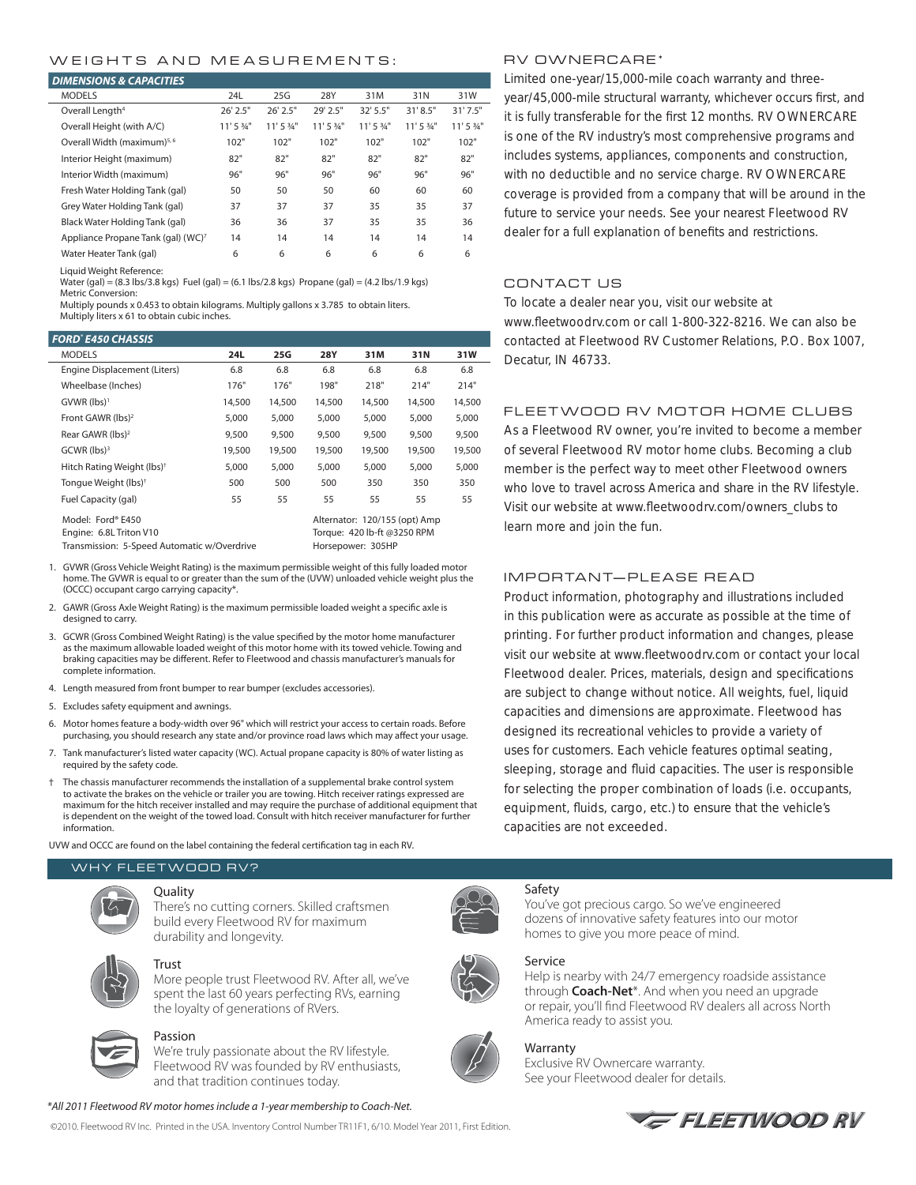## WEIGHTS AND MEASUREMENTS:

### DIMENSIONS & CAPACITIES

| MODELS | 24L | 25G | 28Y | 31M | 31N | 31W |
|---|---|---|---|---|---|---|
| Overall Length[4] | 26' 2.5" | 26' 2.5" | 29' 2.5" | 32' 5.5" | 31' 8.5" | 31' 7.5" |
| Overall Height (with A/C) | 11' 5 ¾" | 11' 5 ¾" | 11' 5 ¾" | 11' 5 ¾" | 11' 5 ¾" | 11' 5 ¾" |
| Overall Width (maximum)[5, 6] | 102" | 102" | 102" | 102" | 102" | 102" |
| Interior Height (maximum) | 82" | 82" | 82" | 82" | 82" | 82" |
| Interior Width (maximum) | 96" | 96" | 96" | 96" | 96" | 96" |
| Fresh Water Holding Tank (gal) | 50 | 50 | 50 | 60 | 60 | 60 |
| Grey Water Holding Tank (gal) | 37 | 37 | 37 | 35 | 35 | 37 |
| Black Water Holding Tank (gal) | 36 | 36 | 37 | 35 | 35 | 36 |
| Appliance Propane Tank (gal) (WC)[7] | 14 | 14 | 14 | 14 | 14 | 14 |
| Water Heater Tank (gal) | 6 | 6 | 6 | 6 | 6 | 6 |

Liquid Weight Reference:
Water (gal) = (8.3 lbs/3.8 kgs) Fuel (gal) = (6.1 lbs/2.8 kgs) Propane (gal) = (4.2 lbs/1.9 kgs)
Metric Conversion:
Multiply pounds x 0.453 to obtain kilograms. Multiply gallons x 3.785 to obtain liters.
Multiply liters x 61 to obtain cubic inches.

### FORD® E450 CHASSIS

| MODELS | 24L | 25G | 28Y | 31M | 31N | 31W |
|---|---|---|---|---|---|---|
| Engine Displacement (Liters) | 6.8 | 6.8 | 6.8 | 6.8 | 6.8 | 6.8 |
| Wheelbase (Inches) | 176" | 176" | 198" | 218" | 214" | 214" |
| GVWR (lbs)[1] | 14,500 | 14,500 | 14,500 | 14,500 | 14,500 | 14,500 |
| Front GAWR (lbs)[2] | 5,000 | 5,000 | 5,000 | 5,000 | 5,000 | 5,000 |
| Rear GAWR (lbs)[2] | 9,500 | 9,500 | 9,500 | 9,500 | 9,500 | 9,500 |
| GCWR (lbs)[3] | 19,500 | 19,500 | 19,500 | 19,500 | 19,500 | 19,500 |
| Hitch Rating Weight (lbs)[†] | 5,000 | 5,000 | 5,000 | 5,000 | 5,000 | 5,000 |
| Tongue Weight (lbs)[†] | 500 | 500 | 500 | 350 | 350 | 350 |
| Fuel Capacity (gal) | 55 | 55 | 55 | 55 | 55 | 55 |

Model: Ford® E450
Engine: 6.8L Triton V10
Transmission: 5-Speed Automatic w/Overdrive

Alternator: 120/155 (opt) Amp
Torque: 420 lb-ft @3250 RPM
Horsepower: 305HP

1. GVWR (Gross Vehicle Weight Rating) is the maximum permissible weight of this fully loaded motor home. The GVWR is equal to or greater than the sum of the (UVW) unloaded vehicle weight plus the (OCCC) occupant cargo carrying capacity*.
2. GAWR (Gross Axle Weight Rating) is the maximum permissible loaded weight a specific axle is designed to carry.
3. GCWR (Gross Combined Weight Rating) is the value specified by the motor home manufacturer as the maximum allowable loaded weight of this motor home with its towed vehicle. Towing and braking capacities may be different. Refer to Fleetwood and chassis manufacturer's manuals for complete information.
4. Length measured from front bumper to rear bumper (excludes accessories).
5. Excludes safety equipment and awnings.
6. Motor homes feature a body-width over 96" which will restrict your access to certain roads. Before purchasing, you should research any state and/or province road laws which may affect your usage.
7. Tank manufacturer's listed water capacity (WC). Actual propane capacity is 80% of water listing as required by the safety code.

† The chassis manufacturer recommends the installation of a supplemental brake control system to activate the brakes on the vehicle or trailer you are towing. Hitch receiver ratings expressed are maximum for the hitch receiver installed and may require the purchase of additional equipment that is dependent on the weight of the towed load. Consult with hitch receiver manufacturer for further information.

UVW and OCCC are found on the label containing the federal certification tag in each RV.

## RV OWNERCARE*

Limited one-year/15,000-mile coach warranty and three-year/45,000-mile structural warranty, whichever occurs first, and it is fully transferable for the first 12 months. RV OWNERCARE is one of the RV industry's most comprehensive programs and includes systems, appliances, components and construction, with no deductible and no service charge. RV OWNERCARE coverage is provided from a company that will be around in the future to service your needs. See your nearest Fleetwood RV dealer for a full explanation of benefits and restrictions.

## CONTACT US

To locate a dealer near you, visit our website at www.fleetwoodrv.com or call 1-800-322-8216. We can also be contacted at Fleetwood RV Customer Relations, P.O. Box 1007, Decatur, IN 46733.

## FLEETWOOD RV MOTOR HOME CLUBS

As a Fleetwood RV owner, you're invited to become a member of several Fleetwood RV motor home clubs. Becoming a club member is the perfect way to meet other Fleetwood owners who love to travel across America and share in the RV lifestyle. Visit our website at www.fleetwoodrv.com/owners_clubs to learn more and join the fun.

## IMPORTANT—PLEASE READ

Product information, photography and illustrations included in this publication were as accurate as possible at the time of printing. For further product information and changes, please visit our website at www.fleetwoodrv.com or contact your local Fleetwood dealer. Prices, materials, design and specifications are subject to change without notice. All weights, fuel, liquid capacities and dimensions are approximate. Fleetwood has designed its recreational vehicles to provide a variety of uses for customers. Each vehicle features optimal seating, sleeping, storage and fluid capacities. The user is responsible for selecting the proper combination of loads (i.e. occupants, equipment, fluids, cargo, etc.) to ensure that the vehicle's capacities are not exceeded.

## WHY FLEETWOOD RV?

**Quality**
There's no cutting corners. Skilled craftsmen build every Fleetwood RV for maximum durability and longevity.

**Trust**
More people trust Fleetwood RV. After all, we've spent the last 60 years perfecting RVs, earning the loyalty of generations of RVers.

**Passion**
We're truly passionate about the RV lifestyle. Fleetwood RV was founded by RV enthusiasts, and that tradition continues today.

**Safety**
You've got precious cargo. So we've engineered dozens of innovative safety features into our motor homes to give you more peace of mind.

**Service**
Help is nearby with 24/7 emergency roadside assistance through **Coach-Net***. And when you need an upgrade or repair, you'll find Fleetwood RV dealers all across North America ready to assist you.

**Warranty**
Exclusive RV Ownercare warranty.
See your Fleetwood dealer for details.

*\*All 2011 Fleetwood RV motor homes include a 1-year membership to Coach-Net.*

©2010. Fleetwood RV Inc. Printed in the USA. Inventory Control Number TR11F1, 6/10. Model Year 2011, First Edition.

FLEETWOOD RV